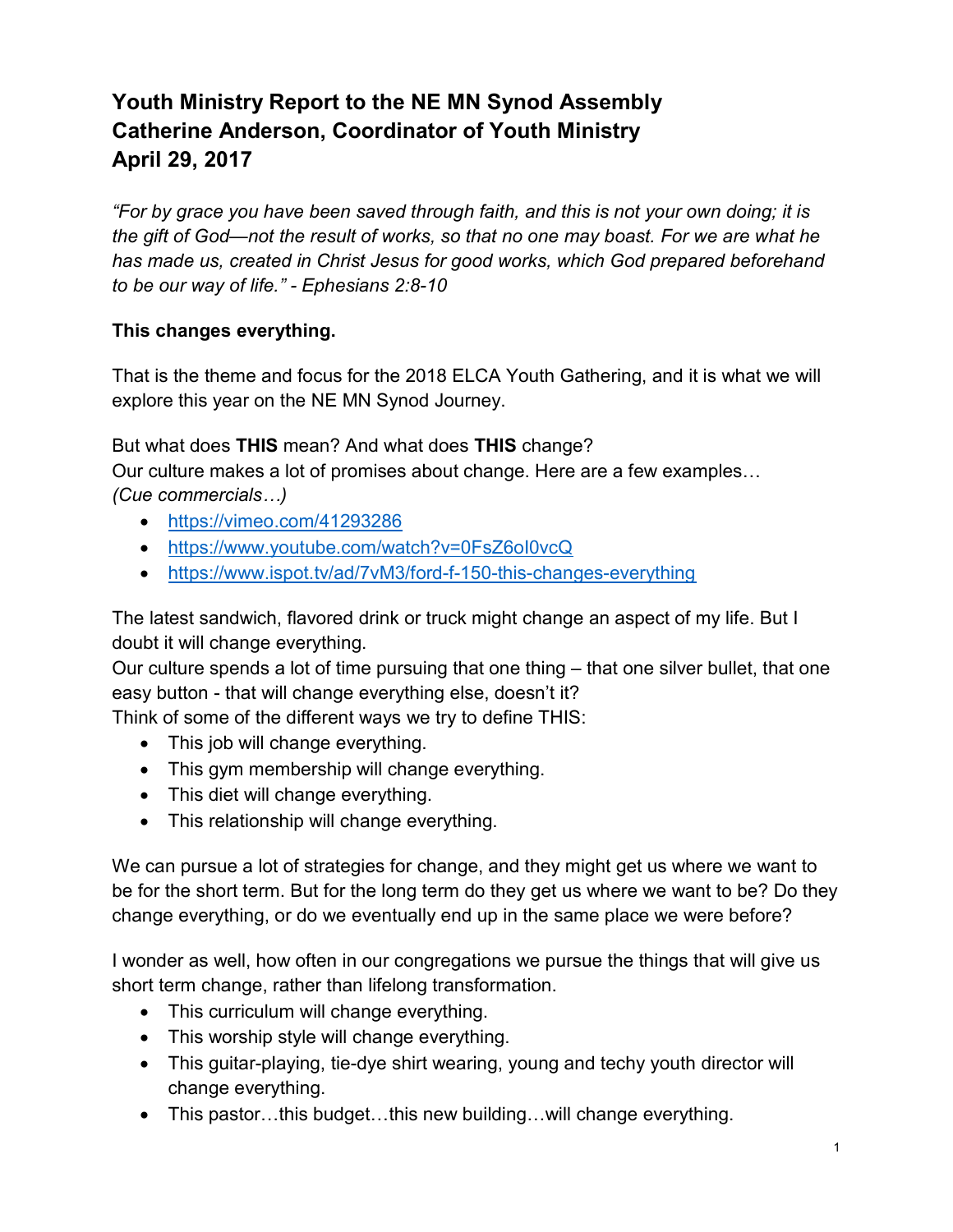# Youth Ministry Report to the NE MN Synod Assembly
# Catherine Anderson, Coordinator of Youth Ministry
# April 29, 2017

*"For by grace you have been saved through faith, and this is not your own doing; it is the gift of God—not the result of works, so that no one may boast. For we are what he has made us, created in Christ Jesus for good works, which God prepared beforehand to be our way of life." - Ephesians 2:8-10*

**This changes everything.**

That is the theme and focus for the 2018 ELCA Youth Gathering, and it is what we will explore this year on the NE MN Synod Journey.

But what does **THIS** mean? And what does **THIS** change?
Our culture makes a lot of promises about change. Here are a few examples…
*(Cue commercials…)*

- https://vimeo.com/41293286
- https://www.youtube.com/watch?v=0FsZ6oI0vcQ
- https://www.ispot.tv/ad/7vM3/ford-f-150-this-changes-everything

The latest sandwich, flavored drink or truck might change an aspect of my life. But I doubt it will change everything.
Our culture spends a lot of time pursuing that one thing – that one silver bullet, that one easy button - that will change everything else, doesn't it?
Think of some of the different ways we try to define THIS:

- This job will change everything.
- This gym membership will change everything.
- This diet will change everything.
- This relationship will change everything.

We can pursue a lot of strategies for change, and they might get us where we want to be for the short term. But for the long term do they get us where we want to be? Do they change everything, or do we eventually end up in the same place we were before?

I wonder as well, how often in our congregations we pursue the things that will give us short term change, rather than lifelong transformation.

- This curriculum will change everything.
- This worship style will change everything.
- This guitar-playing, tie-dye shirt wearing, young and techy youth director will change everything.
- This pastor…this budget…this new building…will change everything.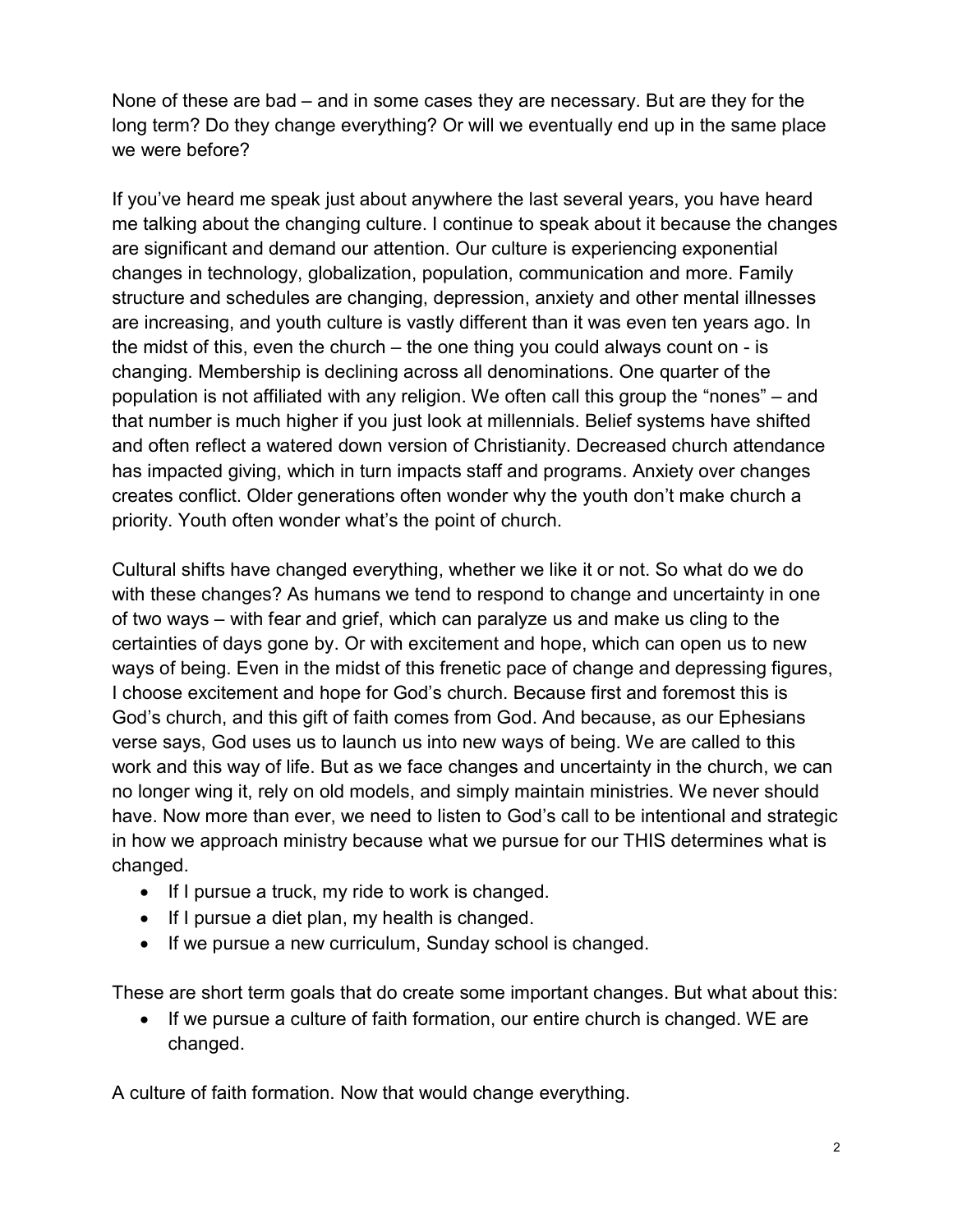None of these are bad – and in some cases they are necessary. But are they for the long term? Do they change everything? Or will we eventually end up in the same place we were before?

If you've heard me speak just about anywhere the last several years, you have heard me talking about the changing culture. I continue to speak about it because the changes are significant and demand our attention. Our culture is experiencing exponential changes in technology, globalization, population, communication and more. Family structure and schedules are changing, depression, anxiety and other mental illnesses are increasing, and youth culture is vastly different than it was even ten years ago. In the midst of this, even the church – the one thing you could always count on - is changing. Membership is declining across all denominations. One quarter of the population is not affiliated with any religion. We often call this group the "nones" – and that number is much higher if you just look at millennials. Belief systems have shifted and often reflect a watered down version of Christianity. Decreased church attendance has impacted giving, which in turn impacts staff and programs. Anxiety over changes creates conflict. Older generations often wonder why the youth don't make church a priority. Youth often wonder what's the point of church.

Cultural shifts have changed everything, whether we like it or not. So what do we do with these changes? As humans we tend to respond to change and uncertainty in one of two ways – with fear and grief, which can paralyze us and make us cling to the certainties of days gone by. Or with excitement and hope, which can open us to new ways of being. Even in the midst of this frenetic pace of change and depressing figures, I choose excitement and hope for God's church. Because first and foremost this is God's church, and this gift of faith comes from God. And because, as our Ephesians verse says, God uses us to launch us into new ways of being. We are called to this work and this way of life. But as we face changes and uncertainty in the church, we can no longer wing it, rely on old models, and simply maintain ministries. We never should have. Now more than ever, we need to listen to God's call to be intentional and strategic in how we approach ministry because what we pursue for our THIS determines what is changed.

- If I pursue a truck, my ride to work is changed.
- If I pursue a diet plan, my health is changed.
- If we pursue a new curriculum, Sunday school is changed.

These are short term goals that do create some important changes. But what about this:

- If we pursue a culture of faith formation, our entire church is changed. WE are changed.

A culture of faith formation. Now that would change everything.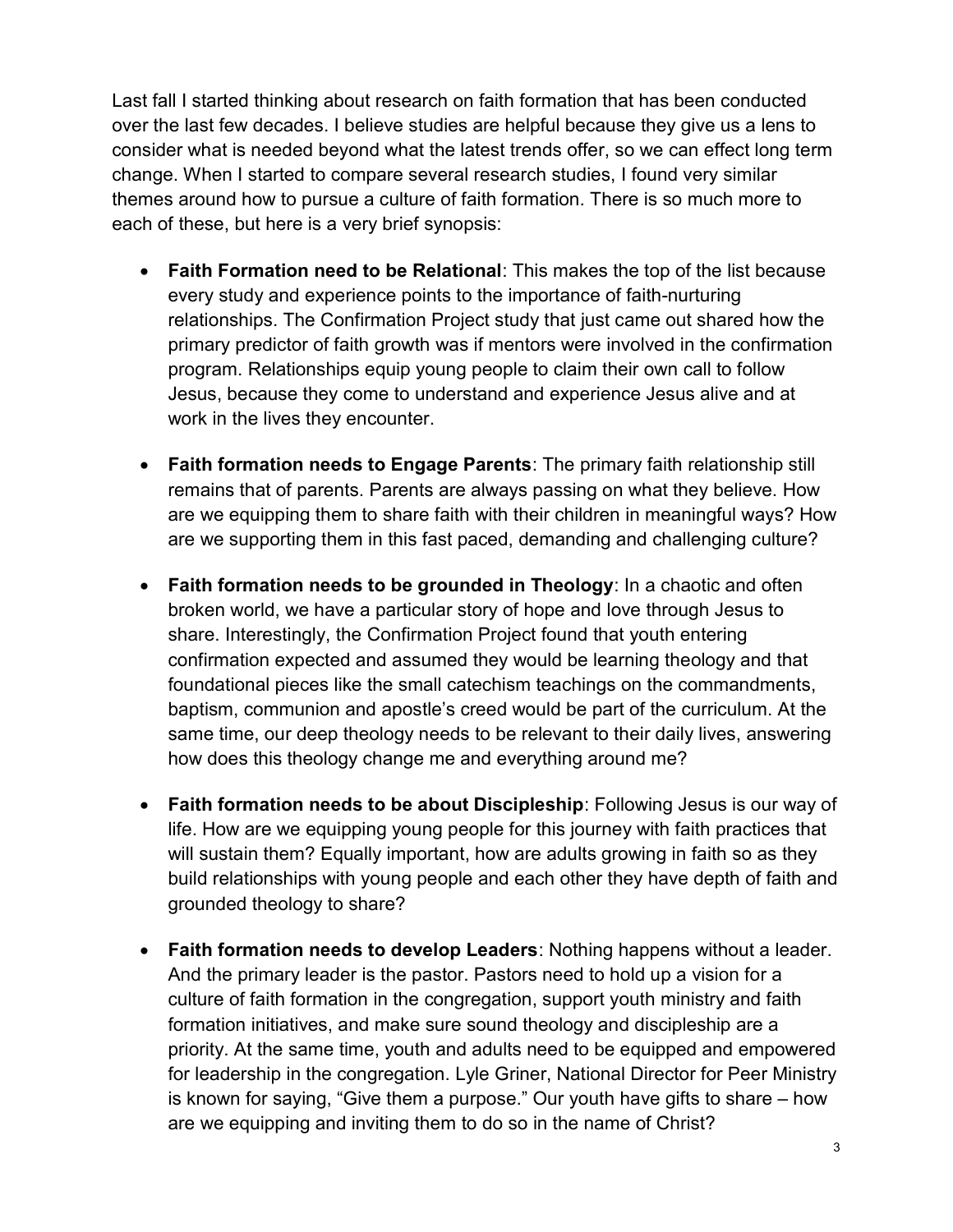Last fall I started thinking about research on faith formation that has been conducted over the last few decades. I believe studies are helpful because they give us a lens to consider what is needed beyond what the latest trends offer, so we can effect long term change. When I started to compare several research studies, I found very similar themes around how to pursue a culture of faith formation. There is so much more to each of these, but here is a very brief synopsis:

- **Faith Formation need to be Relational**: This makes the top of the list because every study and experience points to the importance of faith-nurturing relationships. The Confirmation Project study that just came out shared how the primary predictor of faith growth was if mentors were involved in the confirmation program. Relationships equip young people to claim their own call to follow Jesus, because they come to understand and experience Jesus alive and at work in the lives they encounter.

- **Faith formation needs to Engage Parents**: The primary faith relationship still remains that of parents. Parents are always passing on what they believe. How are we equipping them to share faith with their children in meaningful ways? How are we supporting them in this fast paced, demanding and challenging culture?

- **Faith formation needs to be grounded in Theology**: In a chaotic and often broken world, we have a particular story of hope and love through Jesus to share. Interestingly, the Confirmation Project found that youth entering confirmation expected and assumed they would be learning theology and that foundational pieces like the small catechism teachings on the commandments, baptism, communion and apostle's creed would be part of the curriculum. At the same time, our deep theology needs to be relevant to their daily lives, answering how does this theology change me and everything around me?

- **Faith formation needs to be about Discipleship**: Following Jesus is our way of life. How are we equipping young people for this journey with faith practices that will sustain them? Equally important, how are adults growing in faith so as they build relationships with young people and each other they have depth of faith and grounded theology to share?

- **Faith formation needs to develop Leaders**: Nothing happens without a leader. And the primary leader is the pastor. Pastors need to hold up a vision for a culture of faith formation in the congregation, support youth ministry and faith formation initiatives, and make sure sound theology and discipleship are a priority. At the same time, youth and adults need to be equipped and empowered for leadership in the congregation. Lyle Griner, National Director for Peer Ministry is known for saying, "Give them a purpose." Our youth have gifts to share – how are we equipping and inviting them to do so in the name of Christ?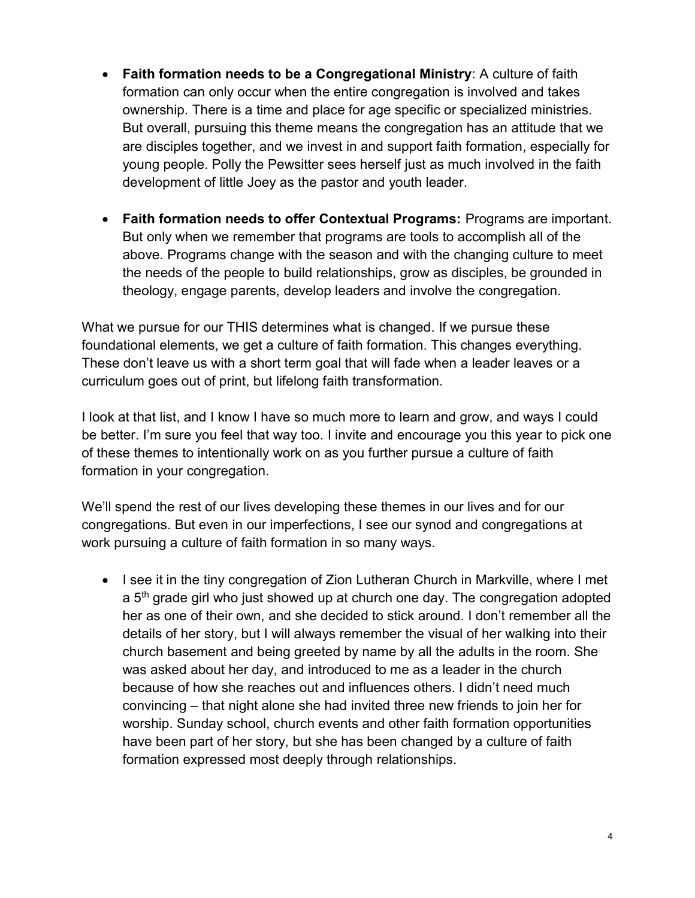- **Faith formation needs to be a Congregational Ministry**: A culture of faith formation can only occur when the entire congregation is involved and takes ownership. There is a time and place for age specific or specialized ministries. But overall, pursuing this theme means the congregation has an attitude that we are disciples together, and we invest in and support faith formation, especially for young people. Polly the Pewsitter sees herself just as much involved in the faith development of little Joey as the pastor and youth leader.

- **Faith formation needs to offer Contextual Programs:** Programs are important. But only when we remember that programs are tools to accomplish all of the above. Programs change with the season and with the changing culture to meet the needs of the people to build relationships, grow as disciples, be grounded in theology, engage parents, develop leaders and involve the congregation.

What we pursue for our THIS determines what is changed. If we pursue these foundational elements, we get a culture of faith formation. This changes everything. These don't leave us with a short term goal that will fade when a leader leaves or a curriculum goes out of print, but lifelong faith transformation.

I look at that list, and I know I have so much more to learn and grow, and ways I could be better. I'm sure you feel that way too. I invite and encourage you this year to pick one of these themes to intentionally work on as you further pursue a culture of faith formation in your congregation.

We'll spend the rest of our lives developing these themes in our lives and for our congregations. But even in our imperfections, I see our synod and congregations at work pursuing a culture of faith formation in so many ways.

- I see it in the tiny congregation of Zion Lutheran Church in Markville, where I met a 5th grade girl who just showed up at church one day. The congregation adopted her as one of their own, and she decided to stick around. I don't remember all the details of her story, but I will always remember the visual of her walking into their church basement and being greeted by name by all the adults in the room. She was asked about her day, and introduced to me as a leader in the church because of how she reaches out and influences others. I didn't need much convincing – that night alone she had invited three new friends to join her for worship. Sunday school, church events and other faith formation opportunities have been part of her story, but she has been changed by a culture of faith formation expressed most deeply through relationships.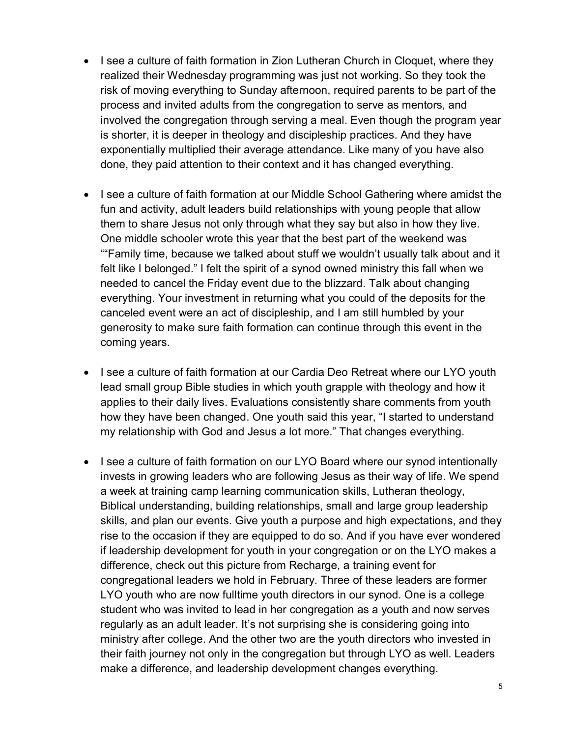- I see a culture of faith formation in Zion Lutheran Church in Cloquet, where they realized their Wednesday programming was just not working. So they took the risk of moving everything to Sunday afternoon, required parents to be part of the process and invited adults from the congregation to serve as mentors, and involved the congregation through serving a meal. Even though the program year is shorter, it is deeper in theology and discipleship practices. And they have exponentially multiplied their average attendance. Like many of you have also done, they paid attention to their context and it has changed everything.

- I see a culture of faith formation at our Middle School Gathering where amidst the fun and activity, adult leaders build relationships with young people that allow them to share Jesus not only through what they say but also in how they live. One middle schooler wrote this year that the best part of the weekend was ""Family time, because we talked about stuff we wouldn't usually talk about and it felt like I belonged." I felt the spirit of a synod owned ministry this fall when we needed to cancel the Friday event due to the blizzard. Talk about changing everything. Your investment in returning what you could of the deposits for the canceled event were an act of discipleship, and I am still humbled by your generosity to make sure faith formation can continue through this event in the coming years.

- I see a culture of faith formation at our Cardia Deo Retreat where our LYO youth lead small group Bible studies in which youth grapple with theology and how it applies to their daily lives. Evaluations consistently share comments from youth how they have been changed. One youth said this year, "I started to understand my relationship with God and Jesus a lot more." That changes everything.

- I see a culture of faith formation on our LYO Board where our synod intentionally invests in growing leaders who are following Jesus as their way of life. We spend a week at training camp learning communication skills, Lutheran theology, Biblical understanding, building relationships, small and large group leadership skills, and plan our events. Give youth a purpose and high expectations, and they rise to the occasion if they are equipped to do so. And if you have ever wondered if leadership development for youth in your congregation or on the LYO makes a difference, check out this picture from Recharge, a training event for congregational leaders we hold in February. Three of these leaders are former LYO youth who are now fulltime youth directors in our synod. One is a college student who was invited to lead in her congregation as a youth and now serves regularly as an adult leader. It's not surprising she is considering going into ministry after college. And the other two are the youth directors who invested in their faith journey not only in the congregation but through LYO as well. Leaders make a difference, and leadership development changes everything.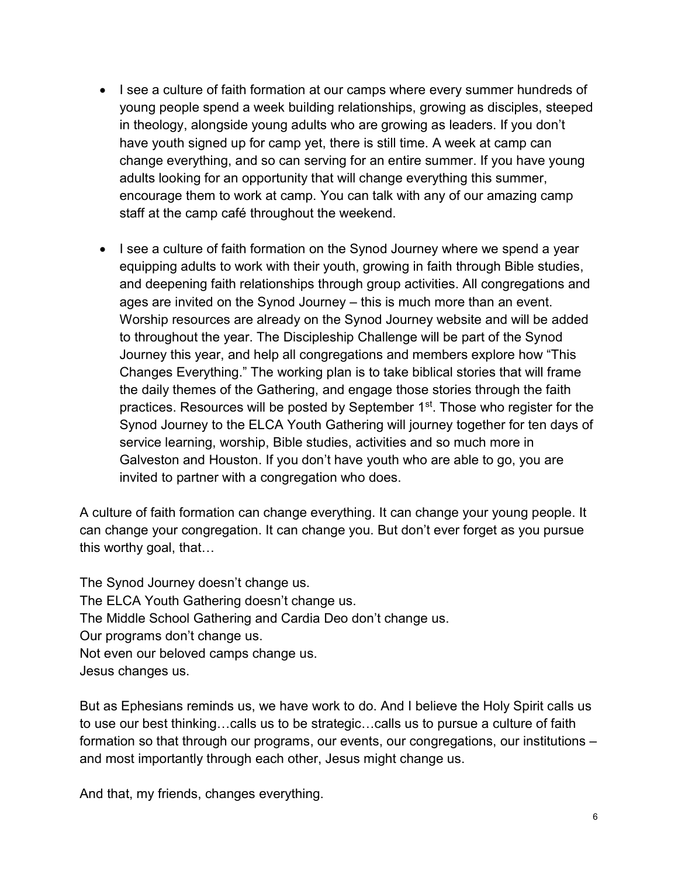- I see a culture of faith formation at our camps where every summer hundreds of young people spend a week building relationships, growing as disciples, steeped in theology, alongside young adults who are growing as leaders. If you don't have youth signed up for camp yet, there is still time. A week at camp can change everything, and so can serving for an entire summer. If you have young adults looking for an opportunity that will change everything this summer, encourage them to work at camp. You can talk with any of our amazing camp staff at the camp café throughout the weekend.

- I see a culture of faith formation on the Synod Journey where we spend a year equipping adults to work with their youth, growing in faith through Bible studies, and deepening faith relationships through group activities. All congregations and ages are invited on the Synod Journey – this is much more than an event. Worship resources are already on the Synod Journey website and will be added to throughout the year. The Discipleship Challenge will be part of the Synod Journey this year, and help all congregations and members explore how "This Changes Everything." The working plan is to take biblical stories that will frame the daily themes of the Gathering, and engage those stories through the faith practices. Resources will be posted by September 1st. Those who register for the Synod Journey to the ELCA Youth Gathering will journey together for ten days of service learning, worship, Bible studies, activities and so much more in Galveston and Houston. If you don't have youth who are able to go, you are invited to partner with a congregation who does.

A culture of faith formation can change everything. It can change your young people. It can change your congregation. It can change you. But don't ever forget as you pursue this worthy goal, that…

The Synod Journey doesn't change us.
The ELCA Youth Gathering doesn't change us.
The Middle School Gathering and Cardia Deo don't change us.
Our programs don't change us.
Not even our beloved camps change us.
Jesus changes us.

But as Ephesians reminds us, we have work to do. And I believe the Holy Spirit calls us to use our best thinking…calls us to be strategic…calls us to pursue a culture of faith formation so that through our programs, our events, our congregations, our institutions – and most importantly through each other, Jesus might change us.

And that, my friends, changes everything.